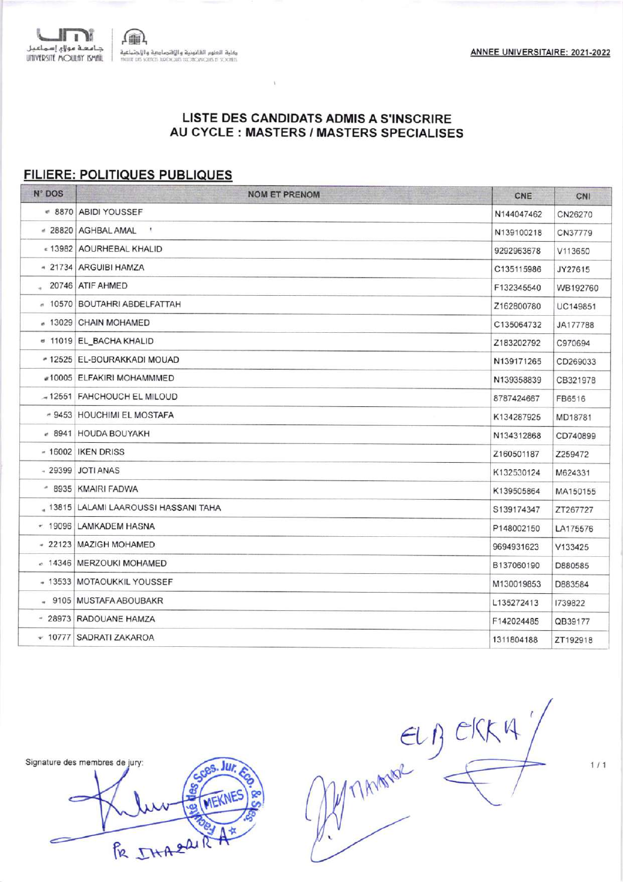جامعة مولاي إسماعيل
UNIVERSITÉ MOULAY ISMAÏL

كلية العلوم القانونية والاقتصادية والاجتماعية

ANNEE UNIVERSITAIRE: 2021-2022

## LISTE DES CANDIDATS ADMIS A S'INSCRIRE AU CYCLE : MASTERS / MASTERS SPECIALISES

### FILIERE: POLITIQUES PUBLIQUES

| N° DOS | NOM ET PRENOM | CNE | CNI |
|---|---|---|---|
| 8870 | ABIDI YOUSSEF | N144047462 | CN26270 |
| 28820 | AGHBAL AMAL | N139100218 | CN37779 |
| 13982 | AOURHEBAL KHALID | 9292963678 | V113650 |
| 21734 | ARGUIBI HAMZA | C135115986 | JY27615 |
| 20746 | ATIF AHMED | F132345540 | WB192760 |
| 10570 | BOUTAHRI ABDELFATTAH | Z162800780 | UC149851 |
| 13029 | CHAIN MOHAMED | C135064732 | JA177788 |
| 11019 | EL_BACHA KHALID | Z183202792 | C970694 |
| 12525 | EL-BOURAKKADI MOUAD | N139171265 | CD269033 |
| 10005 | ELFAKIRI MOHAMMMED | N139358839 | CB321978 |
| 12551 | FAHCHOUCH EL MILOUD | 8787424667 | FB6516 |
| 9453 | HOUCHIMI EL MOSTAFA | K134287925 | MD18781 |
| 8941 | HOUDA BOUYAKH | N134312868 | CD740899 |
| 16002 | IKEN DRISS | Z160501187 | Z259472 |
| 29399 | JOTI ANAS | K132530124 | M624331 |
| 8935 | KMAIRI FADWA | K139505864 | MA150155 |
| 13815 | LALAMI LAAROUSSI HASSANI TAHA | S139174347 | ZT267727 |
| 19096 | LAMKADEM HASNA | P148002150 | LA175576 |
| 22123 | MAZIGH MOHAMED | 9694931623 | V133425 |
| 14346 | MERZOUKI MOHAMED | B137060190 | D880585 |
| 13533 | MOTAOUKKIL YOUSSEF | M130019853 | D883584 |
| 9105 | MUSTAFA ABOUBAKR | L135272413 | I739822 |
| 28973 | RADOUANE HAMZA | F142024485 | QB39177 |
| 10777 | SADRATI ZAKAROA | 1311804188 | ZT192918 |

Signature des membres de jury: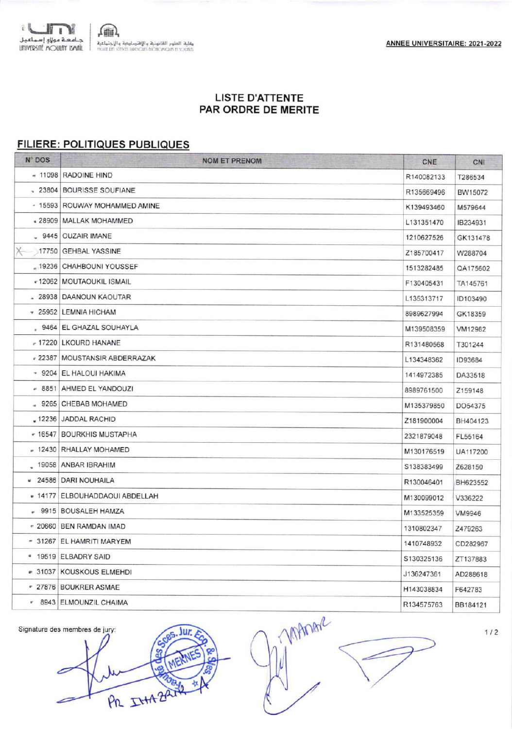جامعة مولاي إسماعيل
UNIVERSITÉ MOULAY ISMAÏL

كلية العلوم القانونية والاقتصادية والاجتماعية
FACULTÉ DES SCIENCES JURIDIQUES ÉCONOMIQUES ET SOCIALES

**ANNEE UNIVERSITAIRE: 2021-2022**

## LISTE D'ATTENTE
## PAR ORDRE DE MERITE

### FILIERE: POLITIQUES PUBLIQUES

| N° DOS | NOM ET PRENOM | CNE | CNI |
|---|---|---|---|
| 11098 | RADOINE HIND | R140082133 | T286534 |
| 23804 | BOURISSE SOUFIANE | R135669496 | BW15072 |
| 15593 | ROUWAY MOHAMMED AMINE | K139493460 | M579644 |
| 28909 | MALLAK MOHAMMED | L131351470 | IB234931 |
| 9445 | OUZAIR IMANE | 1210627526 | GK131478 |
| 17750 | GEHBAL YASSINE | Z185700417 | W288704 |
| 19236 | CHAHBOUNI YOUSSEF | 1513282485 | QA175602 |
| 12062 | MOUTAOUKIL ISMAIL | F130405431 | TA145761 |
| 28938 | DAANOUN KAOUTAR | L135313717 | ID103490 |
| 25952 | LEMNIA HICHAM | 8989627994 | GK18359 |
| 9464 | EL GHAZAL SOUHAYLA | M139508359 | VM12982 |
| 17220 | LKOURD HANANE | R131480568 | T301244 |
| 22387 | MOUSTANSIR ABDERRAZAK | L134348362 | ID93684 |
| 9204 | EL HALOUI HAKIMA | 1414972385 | DA33518 |
| 8851 | AHMED EL YANDOUZI | 8989761500 | Z159148 |
| 9265 | CHEBAB MOHAMED | M135379850 | DO54375 |
| 12236 | JADDAL RACHID | Z181900004 | BH404123 |
| 16547 | BOURKHIS MUSTAPHA | 2321879048 | FL55164 |
| 12430 | RHALLAY MOHAMED | M130176519 | UA117200 |
| 19058 | ANBAR IBRAHIM | S138383499 | Z628150 |
| 24586 | DARI NOUHAILA | R130046401 | BH623552 |
| 14177 | ELBOUHADDAOUI ABDELLAH | M130099012 | V336222 |
| 9915 | BOUSALEH HAMZA | M133525359 | VM9946 |
| 20660 | BEN RAMDAN IMAD | 1310802347 | Z479263 |
| 31267 | EL HAMRITI MARYEM | 1410748932 | CD282967 |
| 19519 | ELBADRY SAID | S130325136 | ZT137883 |
| 31037 | KOUSKOUS ELMEHDI | J136247361 | AD288618 |
| 27876 | BOUKRER ASMAE | H143038834 | F642783 |
| 8943 | ELMOUNZIL CHAIMA | R134575763 | BB184121 |

Signature des membres de jury: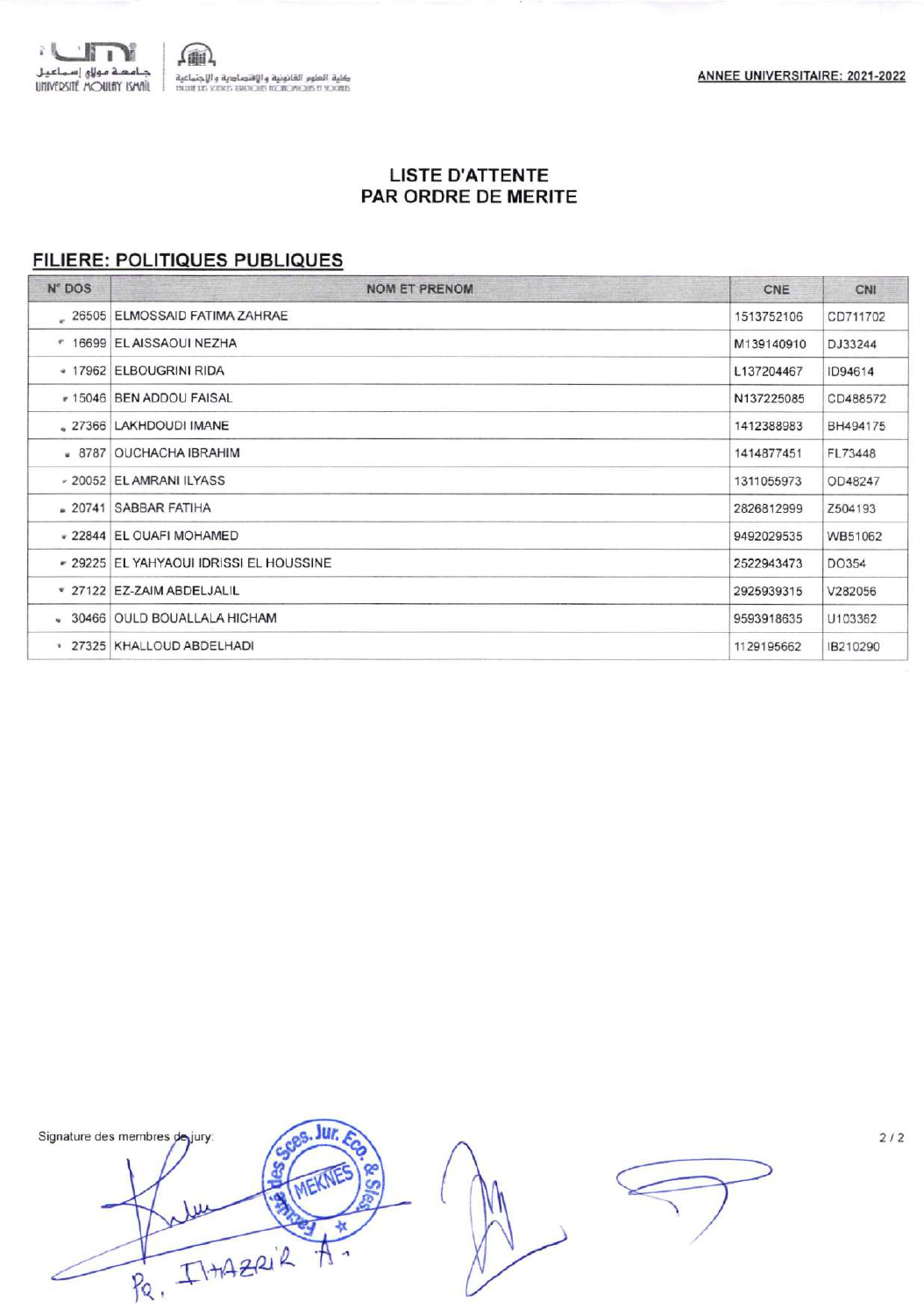جامعة مولاي إسماعيل
UNIVERSITÉ MOULAY ISMAÏL

كلية العلوم القانونية والاقتصادية والاجتماعية
FACULTÉ DES SCIENCES JURIDIQUES ÉCONOMIQUES ET SOCIALES

**ANNEE UNIVERSITAIRE: 2021-2022**

## LISTE D'ATTENTE PAR ORDRE DE MERITE

### FILIERE: POLITIQUES PUBLIQUES

| N° DOS | NOM ET PRENOM | CNE | CNI |
|---|---|---|---|
| 26505 | ELMOSSAID FATIMA ZAHRAE | 1513752106 | CD711702 |
| 16699 | EL AISSAOUI NEZHA | M139140910 | DJ33244 |
| 17962 | ELBOUGRINI RIDA | L137204467 | ID94614 |
| 15046 | BEN ADDOU FAISAL | N137225085 | CD488572 |
| 27366 | LAKHDOUDI IMANE | 1412388983 | BH494175 |
| 8787 | OUCHACHA IBRAHIM | 1414877451 | FL73448 |
| 20052 | EL AMRANI ILYASS | 1311055973 | OD48247 |
| 20741 | SABBAR FATIHA | 2826812999 | Z504193 |
| 22844 | EL OUAFI MOHAMED | 9492029535 | WB51062 |
| 29225 | EL YAHYAOUI IDRISSI EL HOUSSINE | 2522943473 | DO354 |
| 27122 | EZ-ZAIM ABDELJALIL | 2925939315 | V282056 |
| 30466 | OULD BOUALLALA HICHAM | 9593918635 | U103362 |
| 27325 | KHALLOUD ABDELHADI | 1129195662 | IB210290 |

Signature des membres de jury:

Pr. ITHAZRIR A.